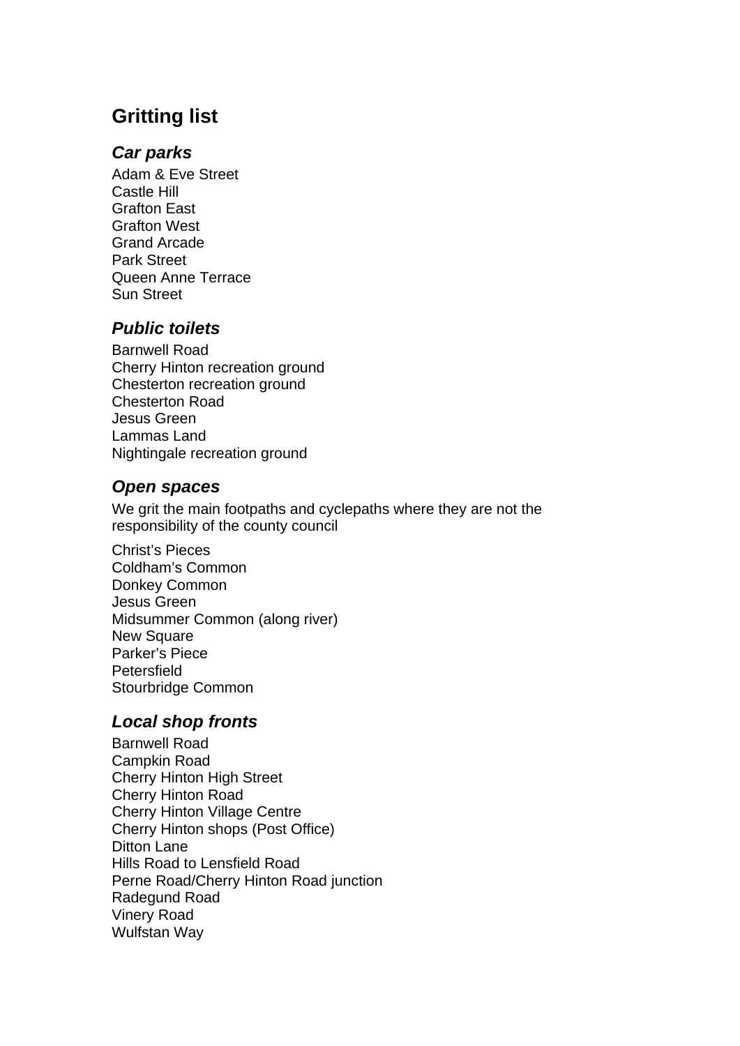# Gritting list

### *Car parks*

Adam & Eve Street
Castle Hill
Grafton East
Grafton West
Grand Arcade
Park Street
Queen Anne Terrace
Sun Street

### *Public toilets*

Barnwell Road
Cherry Hinton recreation ground
Chesterton recreation ground
Chesterton Road
Jesus Green
Lammas Land
Nightingale recreation ground

### *Open spaces*

We grit the main footpaths and cyclepaths where they are not the responsibility of the county council

Christ's Pieces
Coldham's Common
Donkey Common
Jesus Green
Midsummer Common (along river)
New Square
Parker's Piece
Petersfield
Stourbridge Common

### *Local shop fronts*

Barnwell Road
Campkin Road
Cherry Hinton High Street
Cherry Hinton Road
Cherry Hinton Village Centre
Cherry Hinton shops (Post Office)
Ditton Lane
Hills Road to Lensfield Road
Perne Road/Cherry Hinton Road junction
Radegund Road
Vinery Road
Wulfstan Way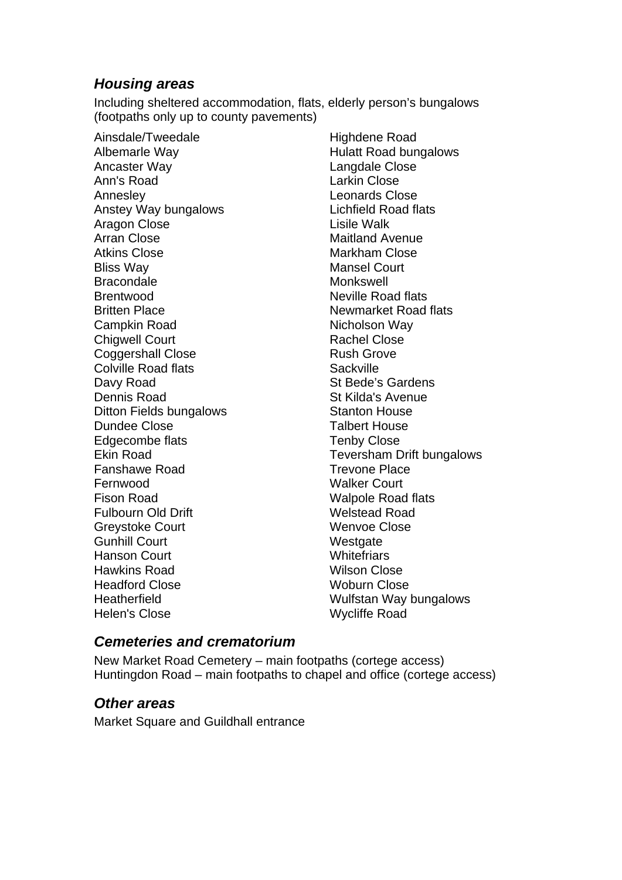### *Housing areas*

Including sheltered accommodation, flats, elderly person's bungalows (footpaths only up to county pavements)

Ainsdale/Tweedale
Albemarle Way
Ancaster Way
Ann's Road
Annesley
Anstey Way bungalows
Aragon Close
Arran Close
Atkins Close
Bliss Way
Bracondale
Brentwood
Britten Place
Campkin Road
Chigwell Court
Coggershall Close
Colville Road flats
Davy Road
Dennis Road
Ditton Fields bungalows
Dundee Close
Edgecombe flats
Ekin Road
Fanshawe Road
Fernwood
Fison Road
Fulbourn Old Drift
Greystoke Court
Gunhill Court
Hanson Court
Hawkins Road
Headford Close
Heatherfield
Helen's Close
Highdene Road
Hulatt Road bungalows
Langdale Close
Larkin Close
Leonards Close
Lichfield Road flats
Lisile Walk
Maitland Avenue
Markham Close
Mansel Court
Monkswell
Neville Road flats
Newmarket Road flats
Nicholson Way
Rachel Close
Rush Grove
Sackville
St Bede's Gardens
St Kilda's Avenue
Stanton House
Talbert House
Tenby Close
Teversham Drift bungalows
Trevone Place
Walker Court
Walpole Road flats
Welstead Road
Wenvoe Close
Westgate
Whitefriars
Wilson Close
Woburn Close
Wulfstan Way bungalows
Wycliffe Road

### *Cemeteries and crematorium*

New Market Road Cemetery – main footpaths (cortege access)
Huntingdon Road – main footpaths to chapel and office (cortege access)

### *Other areas*

Market Square and Guildhall entrance